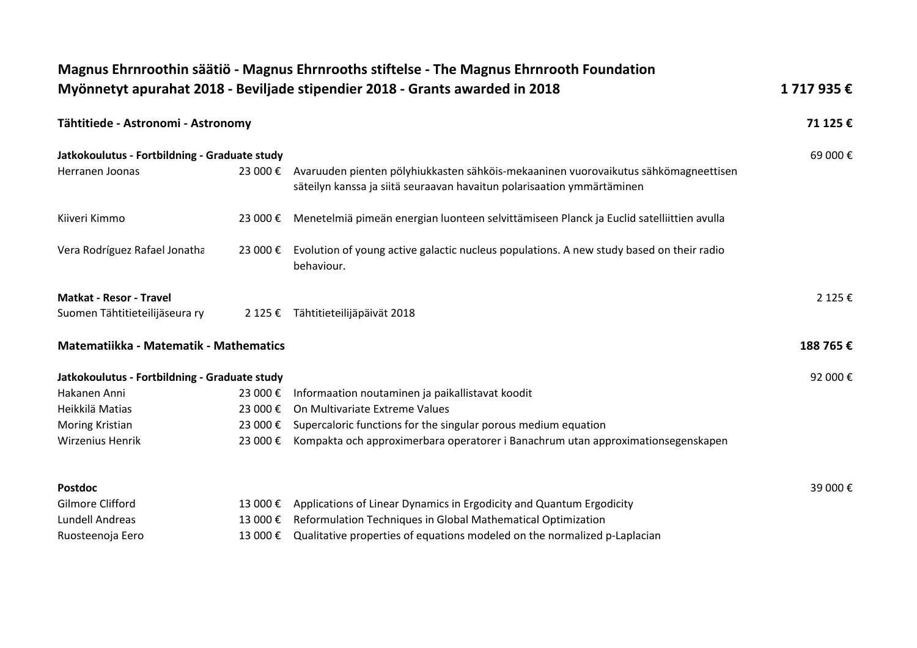# Magnus Ehrnroothin säätiö - Magnus Ehrnrooths stiftelse - The Magnus Ehrnrooth Foundation

## Myönnetyt apurahat 2018 - Beviljade stipendier 2018 - Grants awarded in 2018 — 1 717 935 €

### Tähtitiede - Astronomi - Astronomy — 71 125 €

| | | | |
|---|---|---|---|
| **Jatkokoulutus - Fortbildning - Graduate study** | | | 69 000 € |
| Herranen Joonas | 23 000 € | Avaruuden pienten pölyhiukkasten sähköis-mekaaninen vuorovaikutus sähkömagneettisen säteilyn kanssa ja siitä seuraavan havaitun polarisaation ymmärtäminen | |
| Kiiveri Kimmo | 23 000 € | Menetelmiä pimeän energian luonteen selvittämiseen Planck ja Euclid satelliittien avulla | |
| Vera Rodríguez Rafael Jonatha | 23 000 € | Evolution of young active galactic nucleus populations. A new study based on their radio behaviour. | |
| **Matkat - Resor - Travel** | | | 2 125 € |
| Suomen Tähtitieteilijäseura ry | 2 125 € | Tähtitieteilijäpäivät 2018 | |

### Matematiikka - Matematik - Mathematics — 188 765 €

| | | | |
|---|---|---|---|
| **Jatkokoulutus - Fortbildning - Graduate study** | | | 92 000 € |
| Hakanen Anni | 23 000 € | Informaation noutaminen ja paikallistavat koodit | |
| Heikkilä Matias | 23 000 € | On Multivariate Extreme Values | |
| Moring Kristian | 23 000 € | Supercaloric functions for the singular porous medium equation | |
| Wirzenius Henrik | 23 000 € | Kompakta och approximerbara operatorer i Banachrum utan approximationsegenskapen | |
| **Postdoc** | | | 39 000 € |
| Gilmore Clifford | 13 000 € | Applications of Linear Dynamics in Ergodicity and Quantum Ergodicity | |
| Lundell Andreas | 13 000 € | Reformulation Techniques in Global Mathematical Optimization | |
| Ruosteenoja Eero | 13 000 € | Qualitative properties of equations modeled on the normalized p-Laplacian | |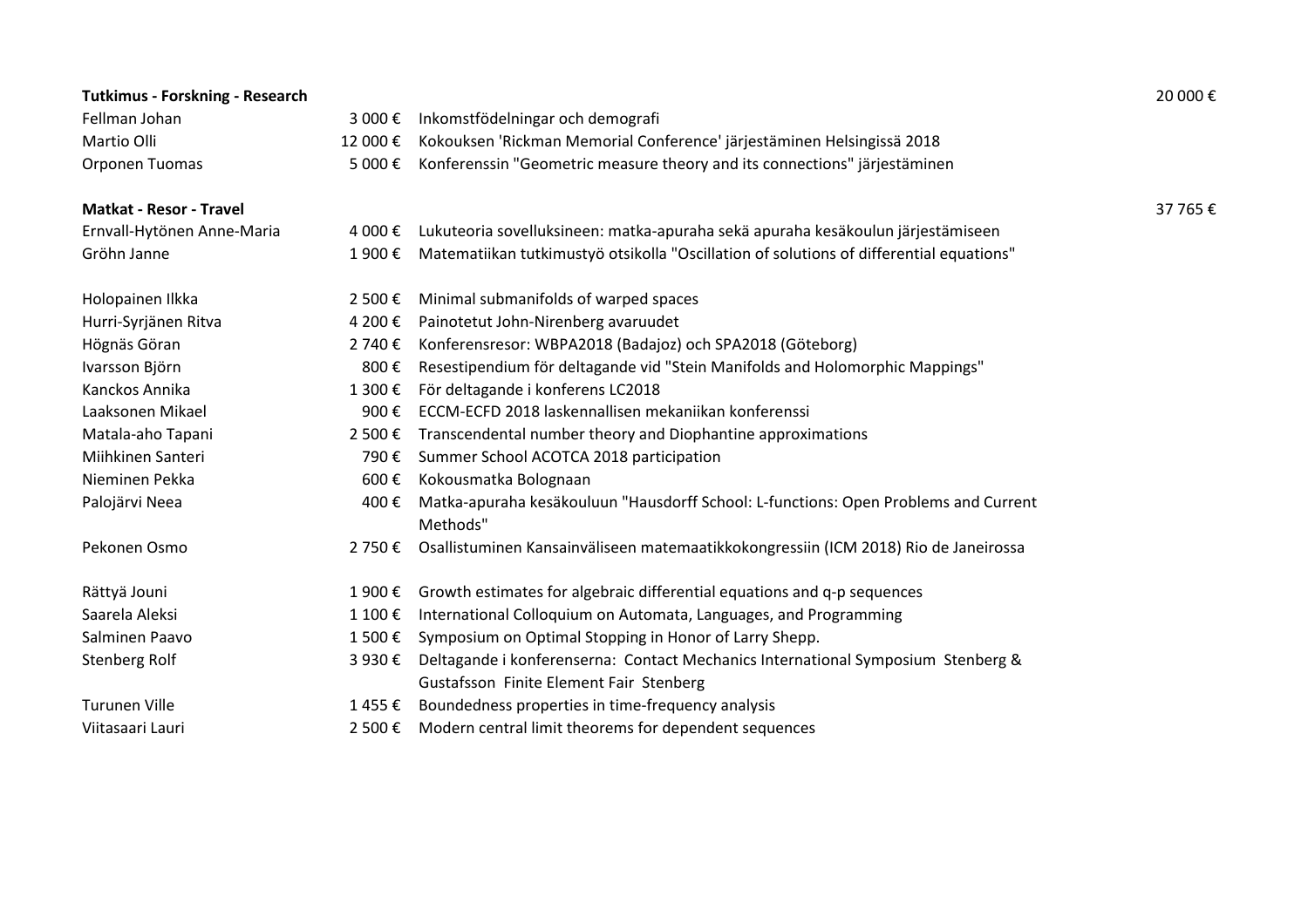| | | | |
|---|---|---|---|
| **Tutkimus - Forskning - Research** | | | 20 000 € |
| Fellman Johan | 3 000 € | Inkomstfödelningar och demografi | |
| Martio Olli | 12 000 € | Kokouksen 'Rickman Memorial Conference' järjestäminen Helsingissä 2018 | |
| Orponen Tuomas | 5 000 € | Konferenssin "Geometric measure theory and its connections" järjestäminen | |
| **Matkat - Resor - Travel** | | | 37 765 € |
| Ernvall-Hytönen Anne-Maria | 4 000 € | Lukuteoria sovelluksineen: matka-apuraha sekä apuraha kesäkoulun järjestämiseen | |
| Gröhn Janne | 1 900 € | Matematiikan tutkimustyö otsikolla "Oscillation of solutions of differential equations" | |
| Holopainen Ilkka | 2 500 € | Minimal submanifolds of warped spaces | |
| Hurri-Syrjänen Ritva | 4 200 € | Painotetut John-Nirenberg avaruudet | |
| Högnäs Göran | 2 740 € | Konferensresor: WBPA2018 (Badajoz) och SPA2018 (Göteborg) | |
| Ivarsson Björn | 800 € | Resestipendium för deltagande vid "Stein Manifolds and Holomorphic Mappings" | |
| Kanckos Annika | 1 300 € | För deltagande i konferens LC2018 | |
| Laaksonen Mikael | 900 € | ECCM-ECFD 2018 laskennallisen mekaniikan konferenssi | |
| Matala-aho Tapani | 2 500 € | Transcendental number theory and Diophantine approximations | |
| Miihkinen Santeri | 790 € | Summer School ACOTCA 2018 participation | |
| Nieminen Pekka | 600 € | Kokousmatka Bolognaan | |
| Palojärvi Neea | 400 € | Matka-apuraha kesäkouluun "Hausdorff School: L-functions: Open Problems and Current Methods" | |
| Pekonen Osmo | 2 750 € | Osallistuminen Kansainväliseen matemaatikkokongressiin (ICM 2018) Rio de Janeirossa | |
| Rättyä Jouni | 1 900 € | Growth estimates for algebraic differential equations and q-p sequences | |
| Saarela Aleksi | 1 100 € | International Colloquium on Automata, Languages, and Programming | |
| Salminen Paavo | 1 500 € | Symposium on Optimal Stopping in Honor of Larry Shepp. | |
| Stenberg Rolf | 3 930 € | Deltagande i konferenserna: Contact Mechanics International Symposium Stenberg & Gustafsson Finite Element Fair Stenberg | |
| Turunen Ville | 1 455 € | Boundedness properties in time-frequency analysis | |
| Viitasaari Lauri | 2 500 € | Modern central limit theorems for dependent sequences | |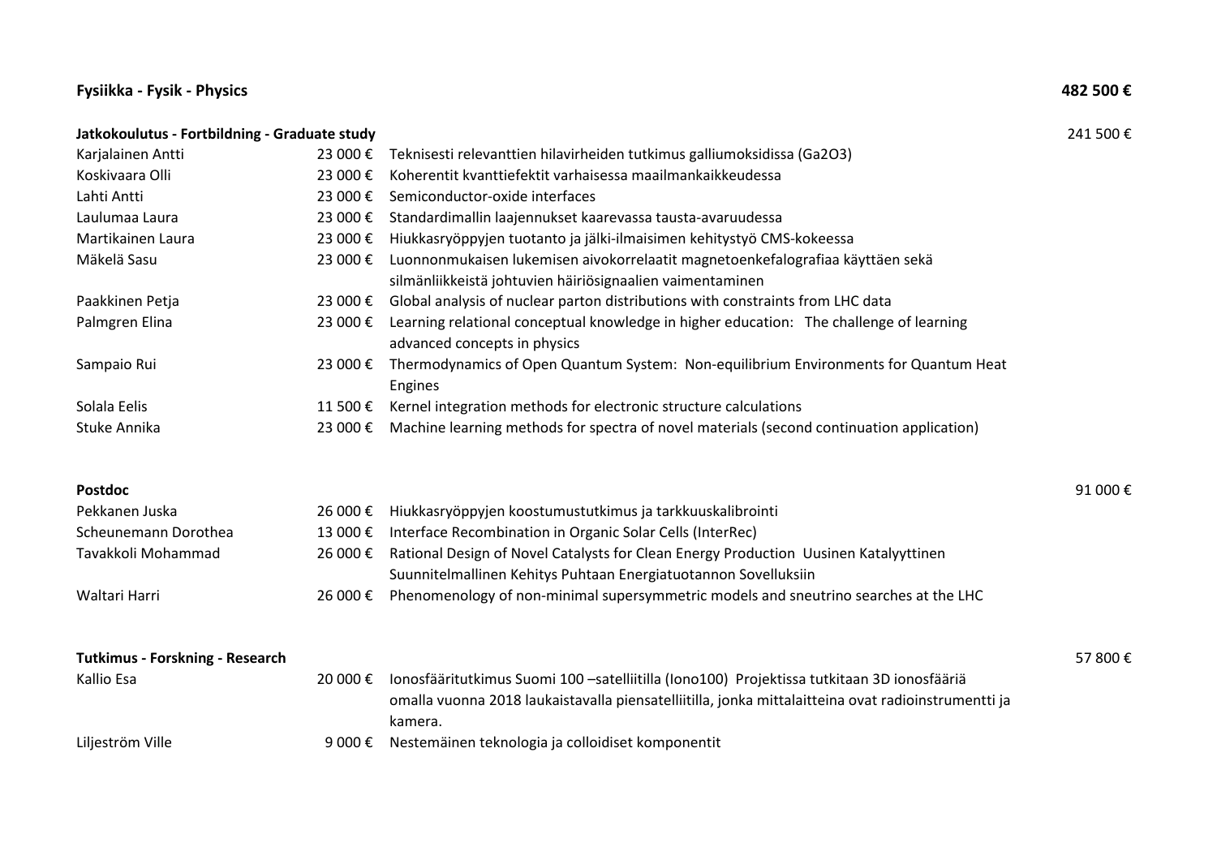## Fysiikka - Fysik - Physics — 482 500 €

### Jatkokoulutus - Fortbildning - Graduate study — 241 500 €

| Name | Amount | Project |
|---|---|---|
| Karjalainen Antti | 23 000 € | Teknisesti relevanttien hilavirheiden tutkimus galliumoksidissa ($Ga_2O_3$) |
| Koskivaara Olli | 23 000 € | Koherentit kvanttiefektit varhaisessa maailmankaikkeudessa |
| Lahti Antti | 23 000 € | Semiconductor-oxide interfaces |
| Laulumaa Laura | 23 000 € | Standardimallin laajennukset kaarevassa tausta-avaruudessa |
| Martikainen Laura | 23 000 € | Hiukkasryöppyjen tuotanto ja jälki-ilmaisimen kehitystyö CMS-kokeessa |
| Mäkelä Sasu | 23 000 € | Luonnonmukaisen lukemisen aivokorrelaatit magnetoenkefalografiaa käyttäen sekä silmänliikkeistä johtuvien häiriösignaalien vaimentaminen |
| Paakkinen Petja | 23 000 € | Global analysis of nuclear parton distributions with constraints from LHC data |
| Palmgren Elina | 23 000 € | Learning relational conceptual knowledge in higher education: The challenge of learning advanced concepts in physics |
| Sampaio Rui | 23 000 € | Thermodynamics of Open Quantum System: Non-equilibrium Environments for Quantum Heat Engines |
| Solala Eelis | 11 500 € | Kernel integration methods for electronic structure calculations |
| Stuke Annika | 23 000 € | Machine learning methods for spectra of novel materials (second continuation application) |

### Postdoc — 91 000 €

| Name | Amount | Project |
|---|---|---|
| Pekkanen Juska | 26 000 € | Hiukkasryöppyjen koostumustutkimus ja tarkkuuskalibrointi |
| Scheunemann Dorothea | 13 000 € | Interface Recombination in Organic Solar Cells (InterRec) |
| Tavakkoli Mohammad | 26 000 € | Rational Design of Novel Catalysts for Clean Energy Production Uusinen Katalyyttinen Suunnitelmallinen Kehitys Puhtaan Energiatuotannon Sovelluksiin |
| Waltari Harri | 26 000 € | Phenomenology of non-minimal supersymmetric models and sneutrino searches at the LHC |

### Tutkimus - Forskning - Research — 57 800 €

| Name | Amount | Project |
|---|---|---|
| Kallio Esa | 20 000 € | Ionosfääritutkimus Suomi 100 –satelliitilla (Iono100) Projektissa tutkitaan 3D ionosfääriä omalla vuonna 2018 laukaistavalla piensatelliitilla, jonka mittalaitteina ovat radioinstrumentti ja kamera. |
| Liljeström Ville | 9 000 € | Nestemäinen teknologia ja colloidiset komponentit |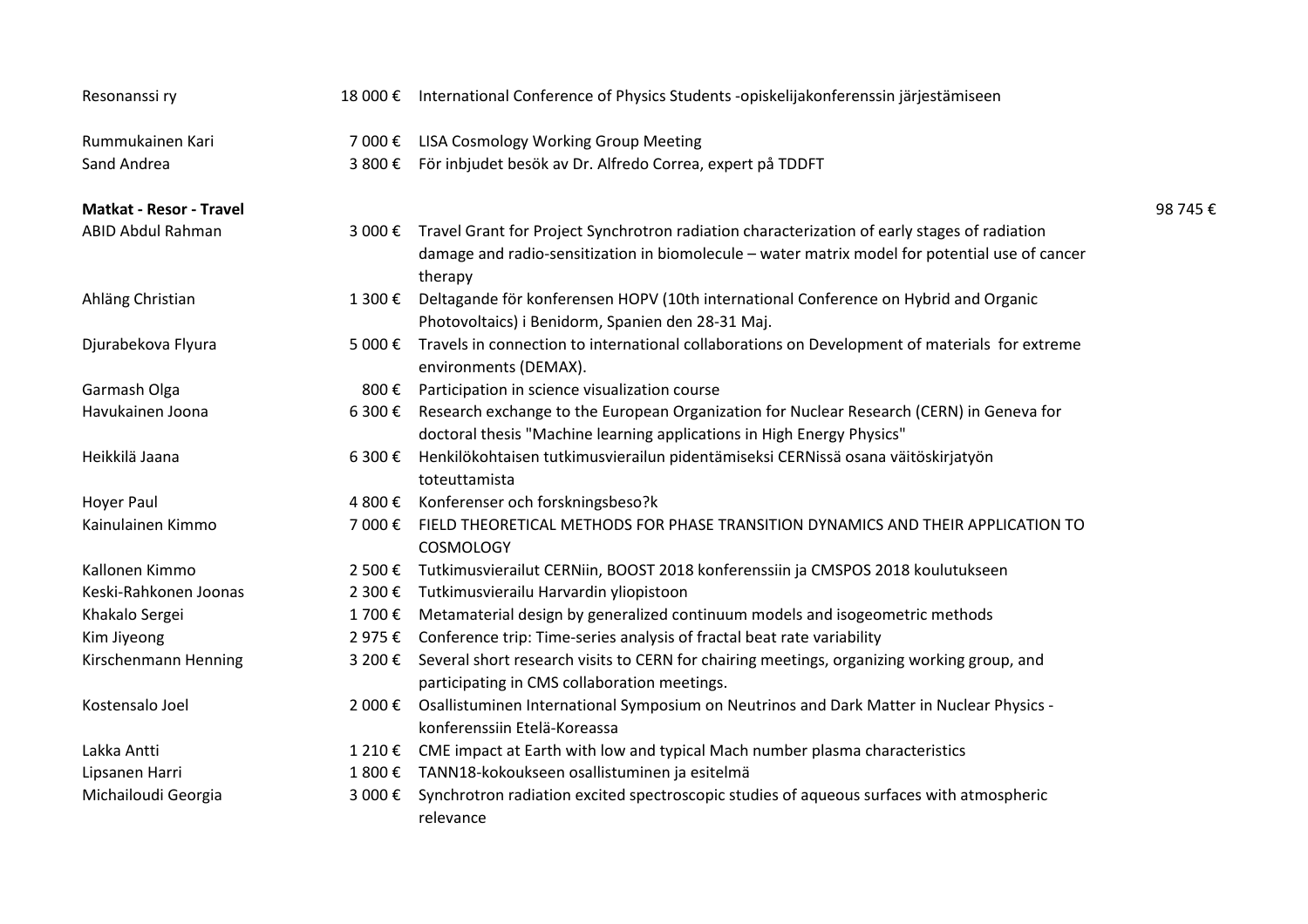| | | | |
|---|---|---|---|
| Resonanssi ry | 18 000 € | International Conference of Physics Students -opiskelijakonferenssin järjestämiseen | |
| Rummukainen Kari | 7 000 € | LISA Cosmology Working Group Meeting | |
| Sand Andrea | 3 800 € | För inbjudet besök av Dr. Alfredo Correa, expert på TDDFT | |
| **Matkat - Resor - Travel** | | | 98 745 € |
| ABID Abdul Rahman | 3 000 € | Travel Grant for Project Synchrotron radiation characterization of early stages of radiation damage and radio-sensitization in biomolecule – water matrix model for potential use of cancer therapy | |
| Ahläng Christian | 1 300 € | Deltagande för konferensen HOPV (10th international Conference on Hybrid and Organic Photovoltaics) i Benidorm, Spanien den 28-31 Maj. | |
| Djurabekova Flyura | 5 000 € | Travels in connection to international collaborations on Development of materials for extreme environments (DEMAX). | |
| Garmash Olga | 800 € | Participation in science visualization course | |
| Havukainen Joona | 6 300 € | Research exchange to the European Organization for Nuclear Research (CERN) in Geneva for doctoral thesis "Machine learning applications in High Energy Physics" | |
| Heikkilä Jaana | 6 300 € | Henkilökohtaisen tutkimusvierailun pidentämiseksi CERNissä osana väitöskirjatyön toteuttamista | |
| Hoyer Paul | 4 800 € | Konferenser och forskningsbeso?k | |
| Kainulainen Kimmo | 7 000 € | FIELD THEORETICAL METHODS FOR PHASE TRANSITION DYNAMICS AND THEIR APPLICATION TO COSMOLOGY | |
| Kallonen Kimmo | 2 500 € | Tutkimusvierailut CERNiin, BOOST 2018 konferenssiin ja CMSPOS 2018 koulutukseen | |
| Keski-Rahkonen Joonas | 2 300 € | Tutkimusvierailu Harvardin yliopistoon | |
| Khakalo Sergei | 1 700 € | Metamaterial design by generalized continuum models and isogeometric methods | |
| Kim Jiyeong | 2 975 € | Conference trip: Time-series analysis of fractal beat rate variability | |
| Kirschenmann Henning | 3 200 € | Several short research visits to CERN for chairing meetings, organizing working group, and participating in CMS collaboration meetings. | |
| Kostensalo Joel | 2 000 € | Osallistuminen International Symposium on Neutrinos and Dark Matter in Nuclear Physics -konferenssiin Etelä-Koreassa | |
| Lakka Antti | 1 210 € | CME impact at Earth with low and typical Mach number plasma characteristics | |
| Lipsanen Harri | 1 800 € | TANN18-kokoukseen osallistuminen ja esitelmä | |
| Michailoudi Georgia | 3 000 € | Synchrotron radiation excited spectroscopic studies of aqueous surfaces with atmospheric relevance | |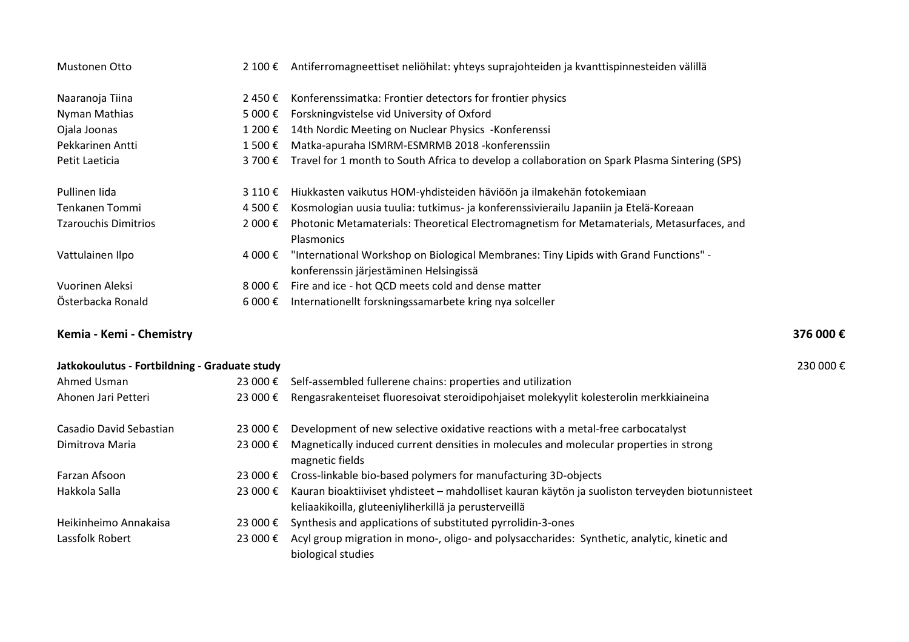| | | |
|---|---|---|
| Mustonen Otto | 2 100 € | Antiferromagneettiset neliöhilat: yhteys suprajohteiden ja kvanttispinnesteiden välillä |
| Naaranoja Tiina | 2 450 € | Konferenssimatka: Frontier detectors for frontier physics |
| Nyman Mathias | 5 000 € | Forskningvistelse vid University of Oxford |
| Ojala Joonas | 1 200 € | 14th Nordic Meeting on Nuclear Physics -Konferenssi |
| Pekkarinen Antti | 1 500 € | Matka-apuraha ISMRM-ESMRMB 2018 -konferenssiin |
| Petit Laeticia | 3 700 € | Travel for 1 month to South Africa to develop a collaboration on Spark Plasma Sintering (SPS) |
| Pullinen Iida | 3 110 € | Hiukkasten vaikutus HOM-yhdisteiden häviöön ja ilmakehän fotokemiaan |
| Tenkanen Tommi | 4 500 € | Kosmologian uusia tuulia: tutkimus- ja konferenssivierailu Japaniin ja Etelä-Koreaan |
| Tzarouchis Dimitrios | 2 000 € | Photonic Metamaterials: Theoretical Electromagnetism for Metamaterials, Metasurfaces, and Plasmonics |
| Vattulainen Ilpo | 4 000 € | "International Workshop on Biological Membranes: Tiny Lipids with Grand Functions" -konferenssin järjestäminen Helsingissä |
| Vuorinen Aleksi | 8 000 € | Fire and ice - hot QCD meets cold and dense matter |
| Österbacka Ronald | 6 000 € | Internationellt forskningssamarbete kring nya solceller |

## Kemia - Kemi - Chemistry — 376 000 €

### Jatkokoulutus - Fortbildning - Graduate study — 230 000 €

| | | |
|---|---|---|
| Ahmed Usman | 23 000 € | Self-assembled fullerene chains: properties and utilization |
| Ahonen Jari Petteri | 23 000 € | Rengasrakenteiset fluoresoivat steroidipohjaiset molekyylit kolesterolin merkkiaineina |
| Casadio David Sebastian | 23 000 € | Development of new selective oxidative reactions with a metal-free carbocatalyst |
| Dimitrova Maria | 23 000 € | Magnetically induced current densities in molecules and molecular properties in strong magnetic fields |
| Farzan Afsoon | 23 000 € | Cross-linkable bio-based polymers for manufacturing 3D-objects |
| Hakkola Salla | 23 000 € | Kauran bioaktiiviset yhdisteet – mahdolliset kauran käytön ja suoliston terveyden biotunnisteet keliaakikoilla, gluteeniyliherkillä ja perusterveillä |
| Heikinheimo Annakaisa | 23 000 € | Synthesis and applications of substituted pyrrolidin-3-ones |
| Lassfolk Robert | 23 000 € | Acyl group migration in mono-, oligo- and polysaccharides: Synthetic, analytic, kinetic and biological studies |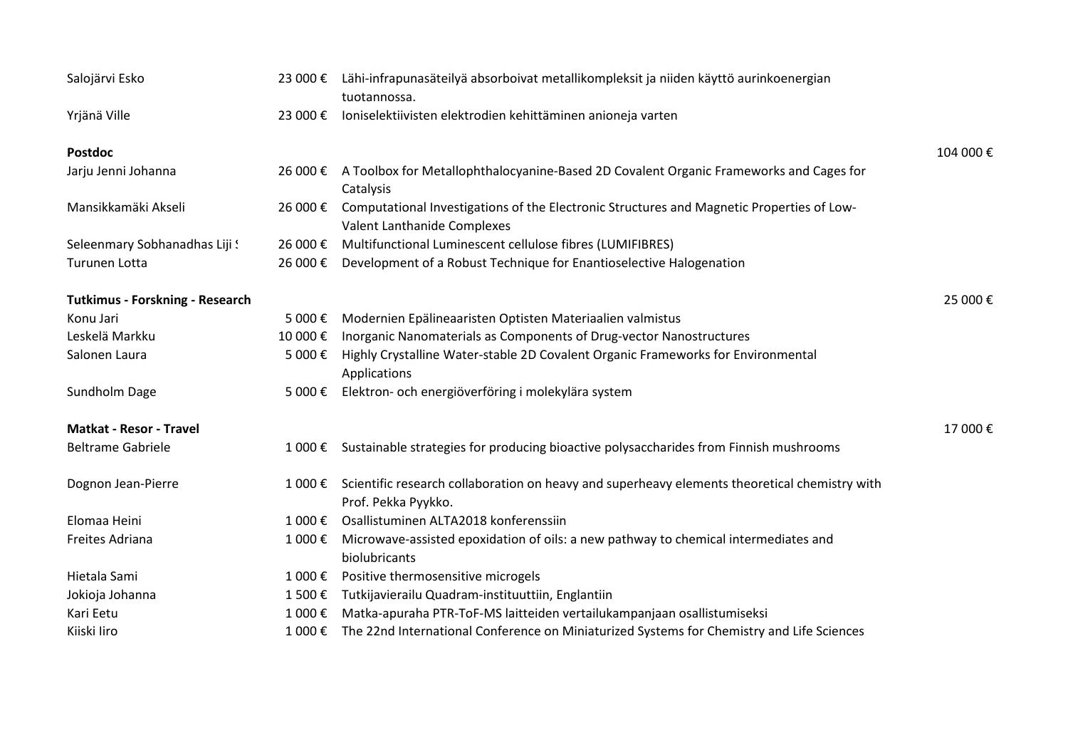| | | | |
|---|---|---|---|
| Salojärvi Esko | 23 000 € | Lähi-infrapunasäteilyä absorboivat metallikompleksit ja niiden käyttö aurinkoenergian tuotannossa. | |
| Yrjänä Ville | 23 000 € | Ioniselektiivisten elektrodien kehittäminen anioneja varten | |
| **Postdoc** | | | 104 000 € |
| Jarju Jenni Johanna | 26 000 € | A Toolbox for Metallophthalocyanine-Based 2D Covalent Organic Frameworks and Cages for Catalysis | |
| Mansikkamäki Akseli | 26 000 € | Computational Investigations of the Electronic Structures and Magnetic Properties of Low-Valent Lanthanide Complexes | |
| Seleenmary Sobhanadhas Liji S | 26 000 € | Multifunctional Luminescent cellulose fibres (LUMIFIBRES) | |
| Turunen Lotta | 26 000 € | Development of a Robust Technique for Enantioselective Halogenation | |
| **Tutkimus - Forskning - Research** | | | 25 000 € |
| Konu Jari | 5 000 € | Modernien Epälineaaristen Optisten Materiaalien valmistus | |
| Leskelä Markku | 10 000 € | Inorganic Nanomaterials as Components of Drug-vector Nanostructures | |
| Salonen Laura | 5 000 € | Highly Crystalline Water-stable 2D Covalent Organic Frameworks for Environmental Applications | |
| Sundholm Dage | 5 000 € | Elektron- och energiöverföring i molekylära system | |
| **Matkat - Resor - Travel** | | | 17 000 € |
| Beltrame Gabriele | 1 000 € | Sustainable strategies for producing bioactive polysaccharides from Finnish mushrooms | |
| Dognon Jean-Pierre | 1 000 € | Scientific research collaboration on heavy and superheavy elements theoretical chemistry with Prof. Pekka Pyykko. | |
| Elomaa Heini | 1 000 € | Osallistuminen ALTA2018 konferenssiin | |
| Freites Adriana | 1 000 € | Microwave-assisted epoxidation of oils: a new pathway to chemical intermediates and biolubricants | |
| Hietala Sami | 1 000 € | Positive thermosensitive microgels | |
| Jokioja Johanna | 1 500 € | Tutkijavierailu Quadram-instituuttiin, Englantiin | |
| Kari Eetu | 1 000 € | Matka-apuraha PTR-ToF-MS laitteiden vertailukampanjaan osallistumiseksi | |
| Kiiski Iiro | 1 000 € | The 22nd International Conference on Miniaturized Systems for Chemistry and Life Sciences | |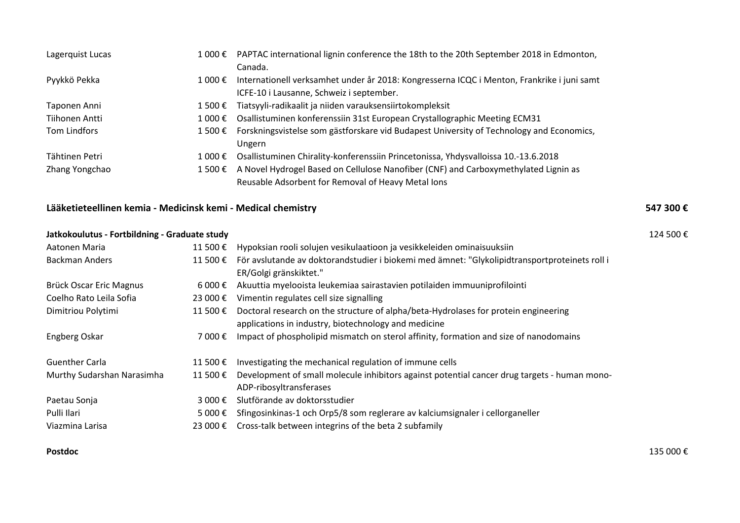| | | |
|---|---|---|
| Lagerquist Lucas | 1 000 € | PAPTAC international lignin conference the 18th to the 20th September 2018 in Edmonton, Canada. |
| Pyykkö Pekka | 1 000 € | Internationell verksamhet under år 2018: Kongresserna ICQC i Menton, Frankrike i juni samt ICFE-10 i Lausanne, Schweiz i september. |
| Taponen Anni | 1 500 € | Tiatsyyli-radikaalit ja niiden varauksensiirtokompleksit |
| Tiihonen Antti | 1 000 € | Osallistuminen konferenssiin 31st European Crystallographic Meeting ECM31 |
| Tom Lindfors | 1 500 € | Forskningsvistelse som gästforskare vid Budapest University of Technology and Economics, Ungern |
| Tähtinen Petri | 1 000 € | Osallistuminen Chirality-konferenssiin Princetonissa, Yhdysvalloissa 10.-13.6.2018 |
| Zhang Yongchao | 1 500 € | A Novel Hydrogel Based on Cellulose Nanofiber (CNF) and Carboxymethylated Lignin as Reusable Adsorbent for Removal of Heavy Metal Ions |

## Lääketieteellinen kemia - Medicinsk kemi - Medical chemistry — 547 300 €

**Jatkokoulutus - Fortbildning - Graduate study** — 124 500 €

| | | |
|---|---|---|
| Aatonen Maria | 11 500 € | Hypoksian rooli solujen vesikulaatioon ja vesikkeleiden ominaisuuksiin |
| Backman Anders | 11 500 € | För avslutande av doktorandstudier i biokemi med ämnet: "Glykolipidtransportproteinets roll i ER/Golgi gränskiktet." |
| Brück Oscar Eric Magnus | 6 000 € | Akuuttia myelooista leukemiaa sairastavien potilaiden immuuniprofilointi |
| Coelho Rato Leila Sofia | 23 000 € | Vimentin regulates cell size signalling |
| Dimitriou Polytimi | 11 500 € | Doctoral research on the structure of alpha/beta-Hydrolases for protein engineering applications in industry, biotechnology and medicine |
| Engberg Oskar | 7 000 € | Impact of phospholipid mismatch on sterol affinity, formation and size of nanodomains |
| Guenther Carla | 11 500 € | Investigating the mechanical regulation of immune cells |
| Murthy Sudarshan Narasimha | 11 500 € | Development of small molecule inhibitors against potential cancer drug targets - human mono-ADP-ribosyltransferases |
| Paetau Sonja | 3 000 € | Slutförande av doktorsstudier |
| Pulli Ilari | 5 000 € | Sfingosinkinas-1 och Orp5/8 som reglerare av kalciumsignaler i cellorganeller |
| Viazmina Larisa | 23 000 € | Cross-talk between integrins of the beta 2 subfamily |

**Postdoc** — 135 000 €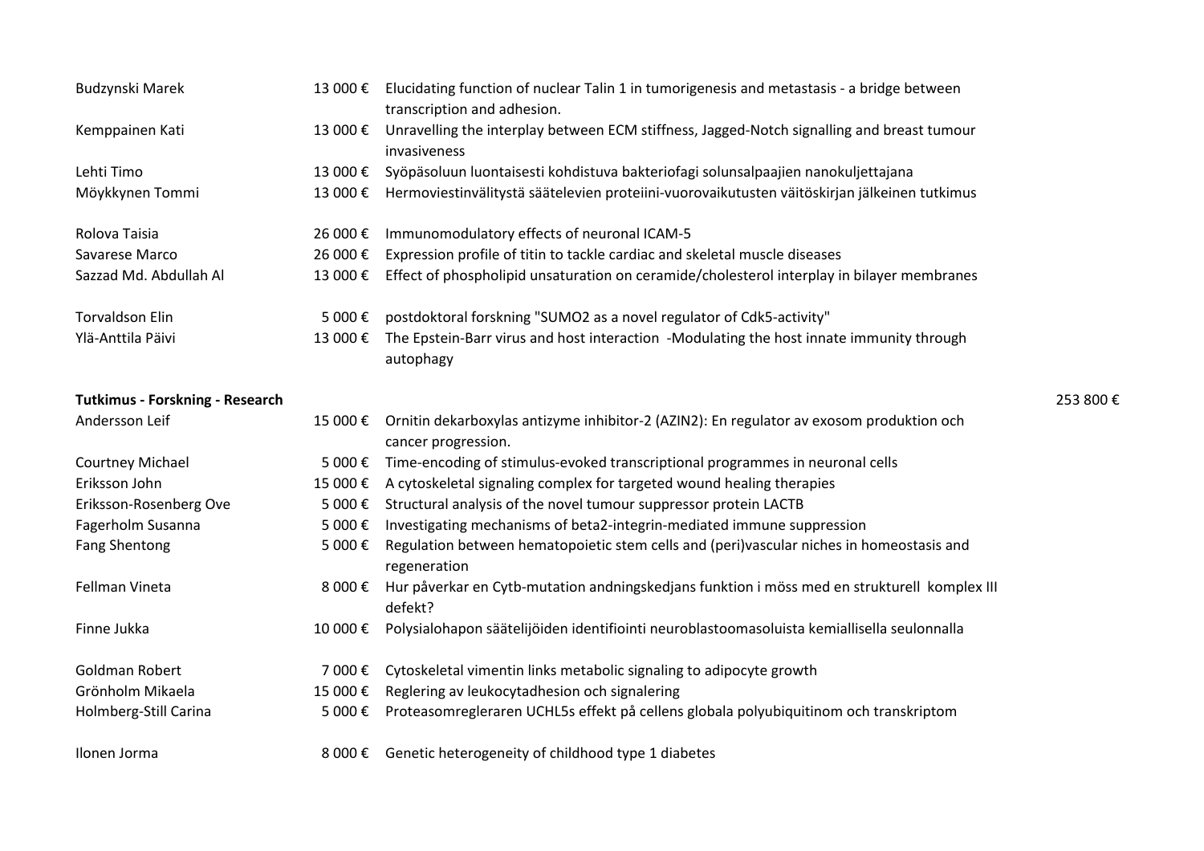| | | | |
|---|---|---|---|
| Budzynski Marek | 13 000 € | Elucidating function of nuclear Talin 1 in tumorigenesis and metastasis - a bridge between transcription and adhesion. | |
| Kemppainen Kati | 13 000 € | Unravelling the interplay between ECM stiffness, Jagged-Notch signalling and breast tumour invasiveness | |
| Lehti Timo | 13 000 € | Syöpäsoluun luontaisesti kohdistuva bakteriofagi solunsalpaajien nanokuljettajana | |
| Möykkynen Tommi | 13 000 € | Hermoviestinvälitystä säätelevien proteiini-vuorovaikutusten väitöskirjan jälkeinen tutkimus | |
| Rolova Taisia | 26 000 € | Immunomodulatory effects of neuronal ICAM-5 | |
| Savarese Marco | 26 000 € | Expression profile of titin to tackle cardiac and skeletal muscle diseases | |
| Sazzad Md. Abdullah Al | 13 000 € | Effect of phospholipid unsaturation on ceramide/cholesterol interplay in bilayer membranes | |
| Torvaldson Elin | 5 000 € | postdoktoral forskning "SUMO2 as a novel regulator of Cdk5-activity" | |
| Ylä-Anttila Päivi | 13 000 € | The Epstein-Barr virus and host interaction -Modulating the host innate immunity through autophagy | |
| **Tutkimus - Forskning - Research** | | | 253 800 € |
| Andersson Leif | 15 000 € | Ornitin dekarboxylas antizyme inhibitor-2 (AZIN2): En regulator av exosom produktion och cancer progression. | |
| Courtney Michael | 5 000 € | Time-encoding of stimulus-evoked transcriptional programmes in neuronal cells | |
| Eriksson John | 15 000 € | A cytoskeletal signaling complex for targeted wound healing therapies | |
| Eriksson-Rosenberg Ove | 5 000 € | Structural analysis of the novel tumour suppressor protein LACTB | |
| Fagerholm Susanna | 5 000 € | Investigating mechanisms of beta2-integrin-mediated immune suppression | |
| Fang Shentong | 5 000 € | Regulation between hematopoietic stem cells and (peri)vascular niches in homeostasis and regeneration | |
| Fellman Vineta | 8 000 € | Hur påverkar en Cytb-mutation andningskedjans funktion i möss med en strukturell komplex III defekt? | |
| Finne Jukka | 10 000 € | Polysialohapon säätelijöiden identifiointi neuroblastoomasoluista kemiallisella seulonnalla | |
| Goldman Robert | 7 000 € | Cytoskeletal vimentin links metabolic signaling to adipocyte growth | |
| Grönholm Mikaela | 15 000 € | Reglering av leukocytadhesion och signalering | |
| Holmberg-Still Carina | 5 000 € | Proteasomregleraren UCHL5s effekt på cellens globala polyubiquitinom och transkriptom | |
| Ilonen Jorma | 8 000 € | Genetic heterogeneity of childhood type 1 diabetes | |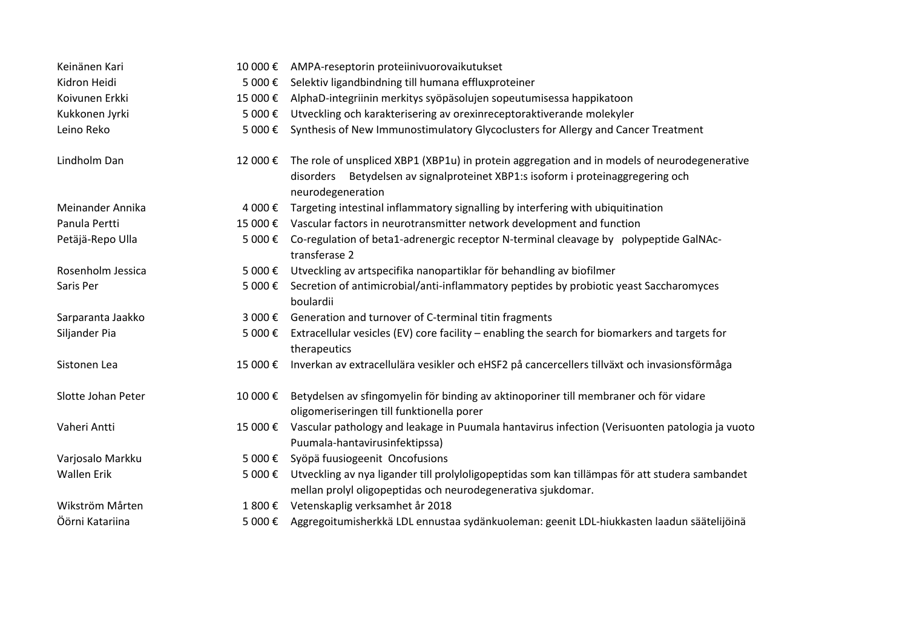| | | |
|---|---|---|
| Keinänen Kari | 10 000 € | AMPA-reseptorin proteiinivuorovaikutukset |
| Kidron Heidi | 5 000 € | Selektiv ligandbindning till humana effluxproteiner |
| Koivunen Erkki | 15 000 € | AlphaD-integriinin merkitys syöpäsolujen sopeutumisessa happikatoon |
| Kukkonen Jyrki | 5 000 € | Utveckling och karakterisering av orexinreceptoraktiverande molekyler |
| Leino Reko | 5 000 € | Synthesis of New Immunostimulatory Glycoclusters for Allergy and Cancer Treatment |
| Lindholm Dan | 12 000 € | The role of unspliced XBP1 (XBP1u) in protein aggregation and in models of neurodegenerative disorders Betydelsen av signalproteinet XBP1:s isoform i proteinaggregering och neurodegeneration |
| Meinander Annika | 4 000 € | Targeting intestinal inflammatory signalling by interfering with ubiquitination |
| Panula Pertti | 15 000 € | Vascular factors in neurotransmitter network development and function |
| Petäjä-Repo Ulla | 5 000 € | Co-regulation of beta1-adrenergic receptor N-terminal cleavage by polypeptide GalNAc-transferase 2 |
| Rosenholm Jessica | 5 000 € | Utveckling av artspecifika nanopartiklar för behandling av biofilmer |
| Saris Per | 5 000 € | Secretion of antimicrobial/anti-inflammatory peptides by probiotic yeast Saccharomyces boulardii |
| Sarparanta Jaakko | 3 000 € | Generation and turnover of C-terminal titin fragments |
| Siljander Pia | 5 000 € | Extracellular vesicles (EV) core facility – enabling the search for biomarkers and targets for therapeutics |
| Sistonen Lea | 15 000 € | Inverkan av extracellulära vesikler och eHSF2 på cancercellers tillväxt och invasionsförmåga |
| Slotte Johan Peter | 10 000 € | Betydelsen av sfingomyelin för binding av aktinoporiner till membraner och för vidare oligomeriseringen till funktionella porer |
| Vaheri Antti | 15 000 € | Vascular pathology and leakage in Puumala hantavirus infection (Verisuonten patologia ja vuoto Puumala-hantavirusinfektipssa) |
| Varjosalo Markku | 5 000 € | Syöpä fuusiogeenit Oncofusions |
| Wallen Erik | 5 000 € | Utveckling av nya ligander till prolyloligopeptidas som kan tillämpas för att studera sambandet mellan prolyl oligopeptidas och neurodegenerativa sjukdomar. |
| Wikström Mårten | 1 800 € | Vetenskaplig verksamhet år 2018 |
| Öörni Katariina | 5 000 € | Aggregoitumisherkkä LDL ennustaa sydänkuoleman: geenit LDL-hiukkasten laadun säätelijöinä |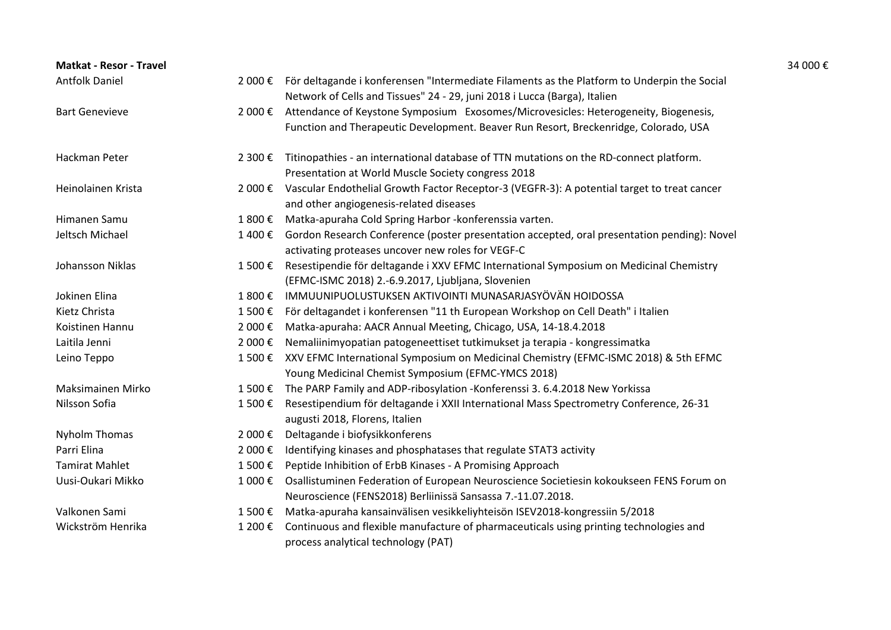**Matkat - Resor - Travel** 34 000 €

| | | |
|---|---|---|
| Antfolk Daniel | 2 000 € | För deltagande i konferensen "Intermediate Filaments as the Platform to Underpin the Social Network of Cells and Tissues" 24 - 29, juni 2018 i Lucca (Barga), Italien |
| Bart Genevieve | 2 000 € | Attendance of Keystone Symposium Exosomes/Microvesicles: Heterogeneity, Biogenesis, Function and Therapeutic Development. Beaver Run Resort, Breckenridge, Colorado, USA |
| Hackman Peter | 2 300 € | Titinopathies - an international database of TTN mutations on the RD-connect platform. Presentation at World Muscle Society congress 2018 |
| Heinolainen Krista | 2 000 € | Vascular Endothelial Growth Factor Receptor-3 (VEGFR-3): A potential target to treat cancer and other angiogenesis-related diseases |
| Himanen Samu | 1 800 € | Matka-apuraha Cold Spring Harbor -konferenssia varten. |
| Jeltsch Michael | 1 400 € | Gordon Research Conference (poster presentation accepted, oral presentation pending): Novel activating proteases uncover new roles for VEGF-C |
| Johansson Niklas | 1 500 € | Resestipendie för deltagande i XXV EFMC International Symposium on Medicinal Chemistry (EFMC-ISMC 2018) 2.-6.9.2017, Ljubljana, Slovenien |
| Jokinen Elina | 1 800 € | IMMUUNIPUOLUSTUKSEN AKTIVOINTI MUNASARJASYÖVÄN HOIDOSSA |
| Kietz Christa | 1 500 € | För deltagandet i konferensen "11 th European Workshop on Cell Death" i Italien |
| Koistinen Hannu | 2 000 € | Matka-apuraha: AACR Annual Meeting, Chicago, USA, 14-18.4.2018 |
| Laitila Jenni | 2 000 € | Nemaliinimyopatian patogeneettiset tutkimukset ja terapia - kongressimatka |
| Leino Teppo | 1 500 € | XXV EFMC International Symposium on Medicinal Chemistry (EFMC-ISMC 2018) & 5th EFMC Young Medicinal Chemist Symposium (EFMC-YMCS 2018) |
| Maksimainen Mirko | 1 500 € | The PARP Family and ADP-ribosylation -Konferenssi 3. 6.4.2018 New Yorkissa |
| Nilsson Sofia | 1 500 € | Resestipendium för deltagande i XXII International Mass Spectrometry Conference, 26-31 augusti 2018, Florens, Italien |
| Nyholm Thomas | 2 000 € | Deltagande i biofysikkonferens |
| Parri Elina | 2 000 € | Identifying kinases and phosphatases that regulate STAT3 activity |
| Tamirat Mahlet | 1 500 € | Peptide Inhibition of ErbB Kinases - A Promising Approach |
| Uusi-Oukari Mikko | 1 000 € | Osallistuminen Federation of European Neuroscience Societiesin kokoukseen FENS Forum on Neuroscience (FENS2018) Berliinissä Sansassa 7.-11.07.2018. |
| Valkonen Sami | 1 500 € | Matka-apuraha kansainvälisen vesikkeliyhteisön ISEV2018-kongressiin 5/2018 |
| Wickström Henrika | 1 200 € | Continuous and flexible manufacture of pharmaceuticals using printing technologies and process analytical technology (PAT) |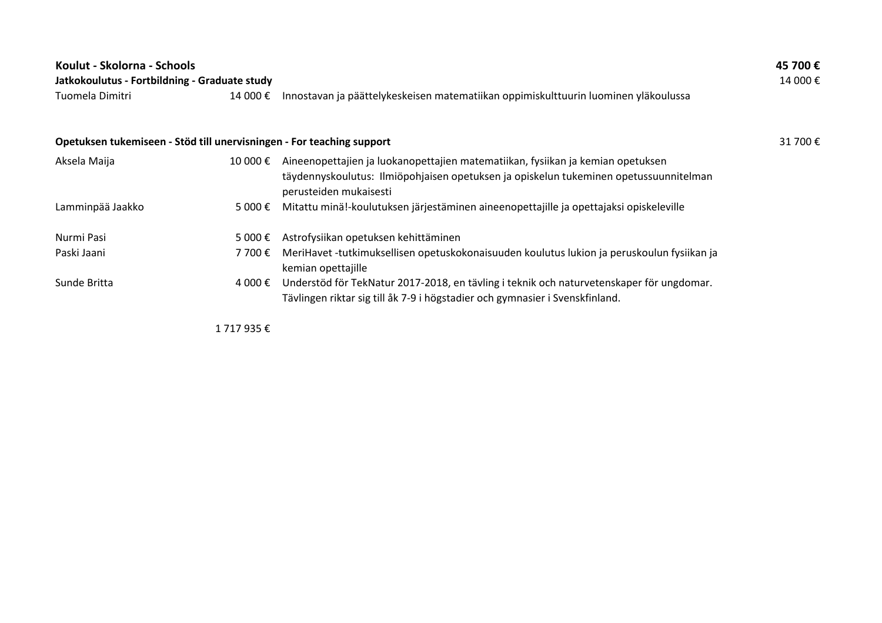| | | | |
|---|---|---|---|
| **Koulut - Skolorna - Schools** | | | **45 700 €** |
| **Jatkokoulutus - Fortbildning - Graduate study** | | | 14 000 € |
| Tuomela Dimitri | 14 000 € | Innostavan ja päättelykeskeisen matematiikan oppimiskulttuurin luominen yläkoulussa | |
| **Opetuksen tukemiseen - Stöd till unervisningen - For teaching support** | | | 31 700 € |
| Aksela Maija | 10 000 € | Aineenopettajien ja luokanopettajien matematiikan, fysiikan ja kemian opetuksen täydennyskoulutus: Ilmiöpohjaisen opetuksen ja opiskelun tukeminen opetussuunnitelman perusteiden mukaisesti | |
| Lamminpää Jaakko | 5 000 € | Mitattu minä!-koulutuksen järjestäminen aineenopettajille ja opettajaksi opiskeleville | |
| Nurmi Pasi | 5 000 € | Astrofysiikan opetuksen kehittäminen | |
| Paski Jaani | 7 700 € | MeriHavet -tutkimuksellisen opetuskokonaisuuden koulutus lukion ja peruskoulun fysiikan ja kemian opettajille | |
| Sunde Britta | 4 000 € | Understöd för TekNatur 2017-2018, en tävling i teknik och naturvetenskaper för ungdomar. Tävlingen riktar sig till åk 7-9 i högstadier och gymnasier i Svenskfinland. | |
| | 1 717 935 € | | |